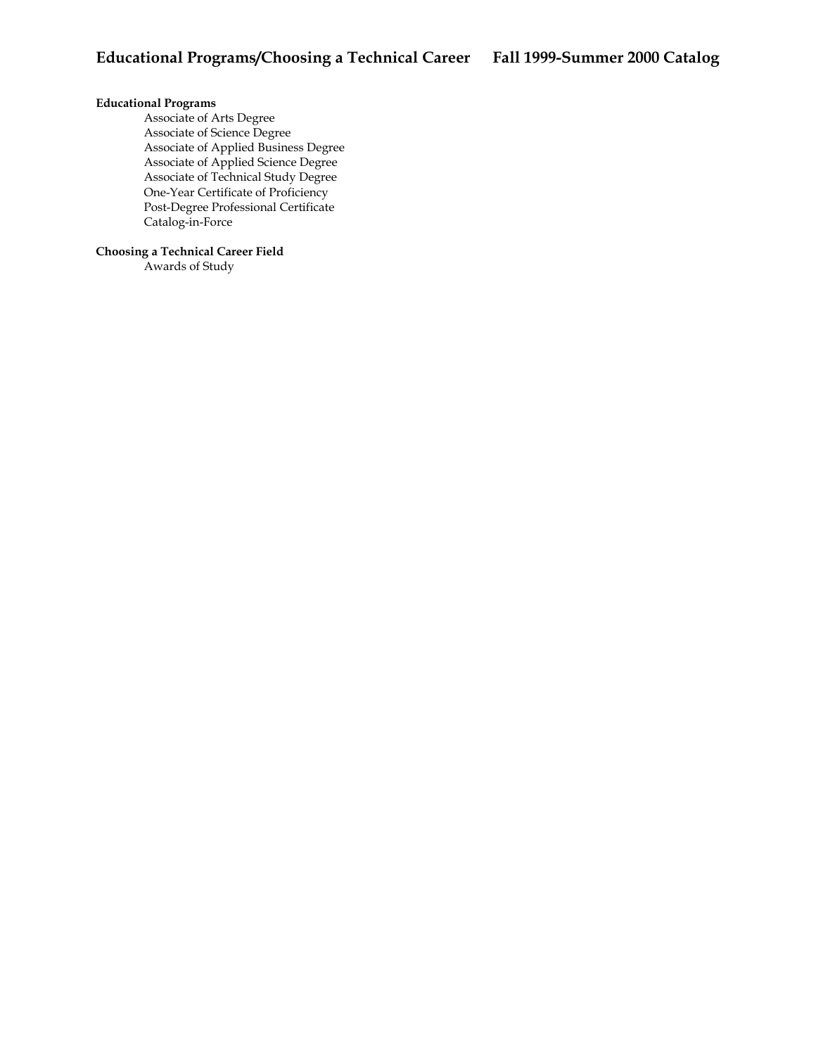# Educational Programs/Choosing a Technical Career Fall 1999-Summer 2000 Catalog

**Educational Programs**

- Associate of Arts Degree
- Associate of Science Degree
- Associate of Applied Business Degree
- Associate of Applied Science Degree
- Associate of Technical Study Degree
- One-Year Certificate of Proficiency
- Post-Degree Professional Certificate
- Catalog-in-Force

**Choosing a Technical Career Field**

- Awards of Study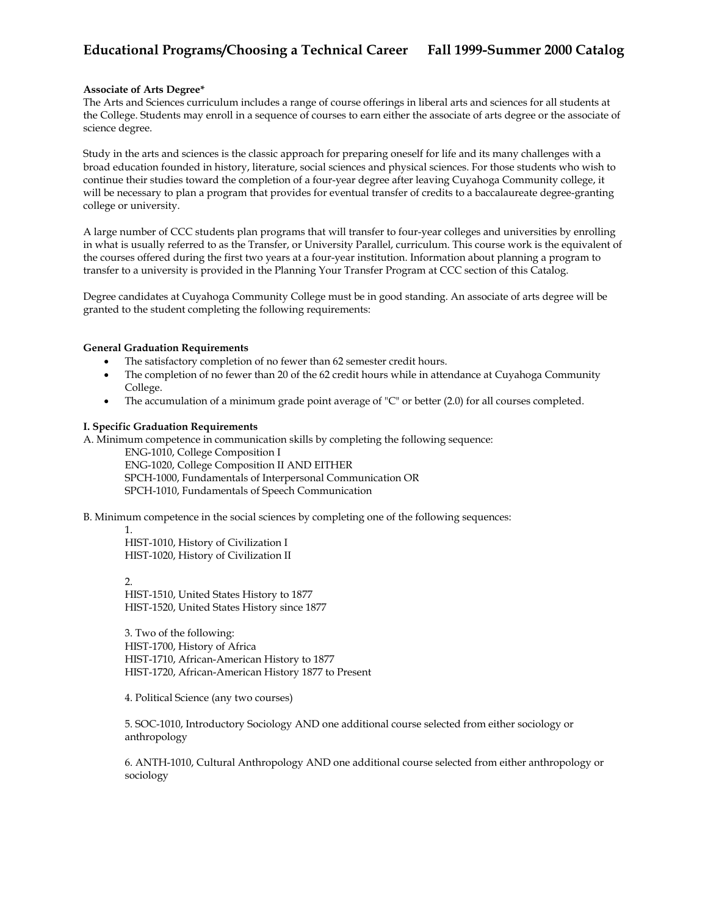**Associate of Arts Degree***

The Arts and Sciences curriculum includes a range of course offerings in liberal arts and sciences for all students at the College. Students may enroll in a sequence of courses to earn either the associate of arts degree or the associate of science degree.

Study in the arts and sciences is the classic approach for preparing oneself for life and its many challenges with a broad education founded in history, literature, social sciences and physical sciences. For those students who wish to continue their studies toward the completion of a four-year degree after leaving Cuyahoga Community college, it will be necessary to plan a program that provides for eventual transfer of credits to a baccalaureate degree-granting college or university.

A large number of CCC students plan programs that will transfer to four-year colleges and universities by enrolling in what is usually referred to as the Transfer, or University Parallel, curriculum. This course work is the equivalent of the courses offered during the first two years at a four-year institution. Information about planning a program to transfer to a university is provided in the Planning Your Transfer Program at CCC section of this Catalog.

Degree candidates at Cuyahoga Community College must be in good standing. An associate of arts degree will be granted to the student completing the following requirements:

**General Graduation Requirements**

- The satisfactory completion of no fewer than 62 semester credit hours.
- The completion of no fewer than 20 of the 62 credit hours while in attendance at Cuyahoga Community College.
- The accumulation of a minimum grade point average of "C" or better (2.0) for all courses completed.

**I. Specific Graduation Requirements**

A. Minimum competence in communication skills by completing the following sequence:

ENG-1010, College Composition I
ENG-1020, College Composition II AND EITHER
SPCH-1000, Fundamentals of Interpersonal Communication OR
SPCH-1010, Fundamentals of Speech Communication

B. Minimum competence in the social sciences by completing one of the following sequences:

1.
HIST-1010, History of Civilization I
HIST-1020, History of Civilization II

2.
HIST-1510, United States History to 1877
HIST-1520, United States History since 1877

3. Two of the following:
HIST-1700, History of Africa
HIST-1710, African-American History to 1877
HIST-1720, African-American History 1877 to Present

4. Political Science (any two courses)

5. SOC-1010, Introductory Sociology AND one additional course selected from either sociology or anthropology

6. ANTH-1010, Cultural Anthropology AND one additional course selected from either anthropology or sociology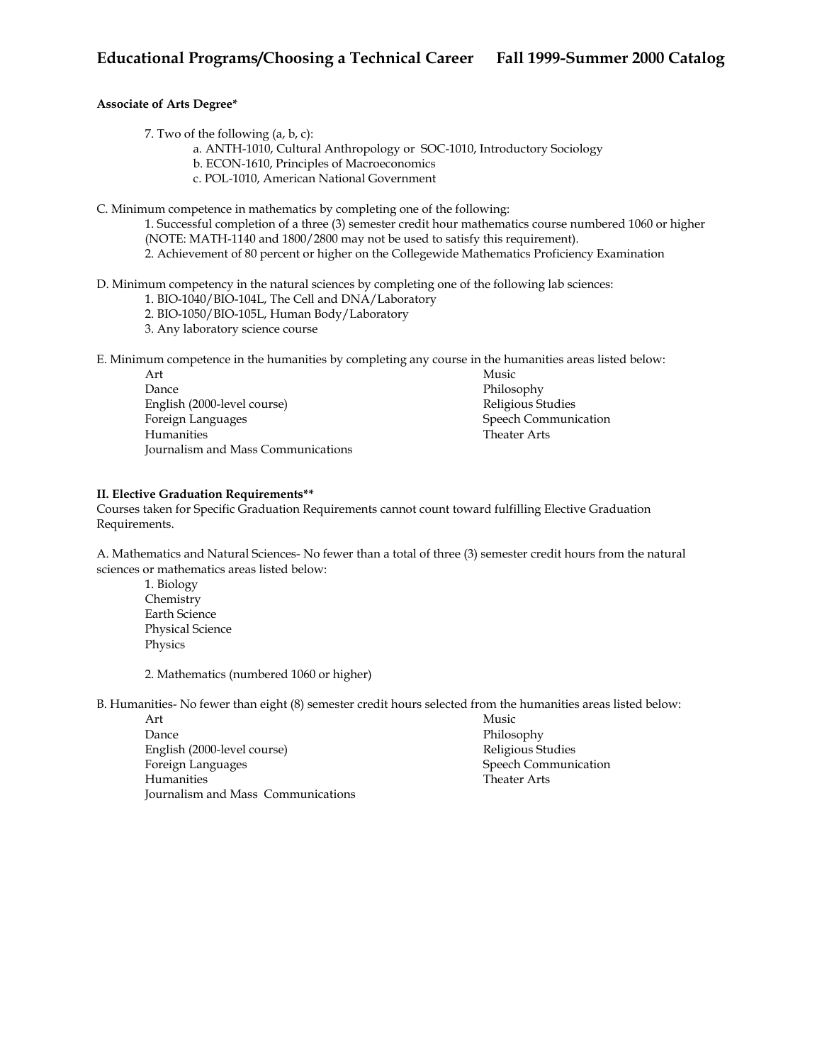**Associate of Arts Degree***

7. Two of the following (a, b, c):
   a. ANTH-1010, Cultural Anthropology or SOC-1010, Introductory Sociology
   b. ECON-1610, Principles of Macroeconomics
   c. POL-1010, American National Government

C. Minimum competence in mathematics by completing one of the following:

1. Successful completion of a three (3) semester credit hour mathematics course numbered 1060 or higher (NOTE: MATH-1140 and 1800/2800 may not be used to satisfy this requirement).
2. Achievement of 80 percent or higher on the Collegewide Mathematics Proficiency Examination

D. Minimum competency in the natural sciences by completing one of the following lab sciences:

1. BIO-1040/BIO-104L, The Cell and DNA/Laboratory
2. BIO-1050/BIO-105L, Human Body/Laboratory
3. Any laboratory science course

E. Minimum competence in the humanities by completing any course in the humanities areas listed below:

- Art
- Dance
- English (2000-level course)
- Foreign Languages
- Humanities
- Journalism and Mass Communications
- Music
- Philosophy
- Religious Studies
- Speech Communication
- Theater Arts

**II. Elective Graduation Requirements****

Courses taken for Specific Graduation Requirements cannot count toward fulfilling Elective Graduation Requirements.

A. Mathematics and Natural Sciences- No fewer than a total of three (3) semester credit hours from the natural sciences or mathematics areas listed below:

1. Biology
   Chemistry
   Earth Science
   Physical Science
   Physics

2. Mathematics (numbered 1060 or higher)

B. Humanities- No fewer than eight (8) semester credit hours selected from the humanities areas listed below:

- Art
- Dance
- English (2000-level course)
- Foreign Languages
- Humanities
- Journalism and Mass Communications
- Music
- Philosophy
- Religious Studies
- Speech Communication
- Theater Arts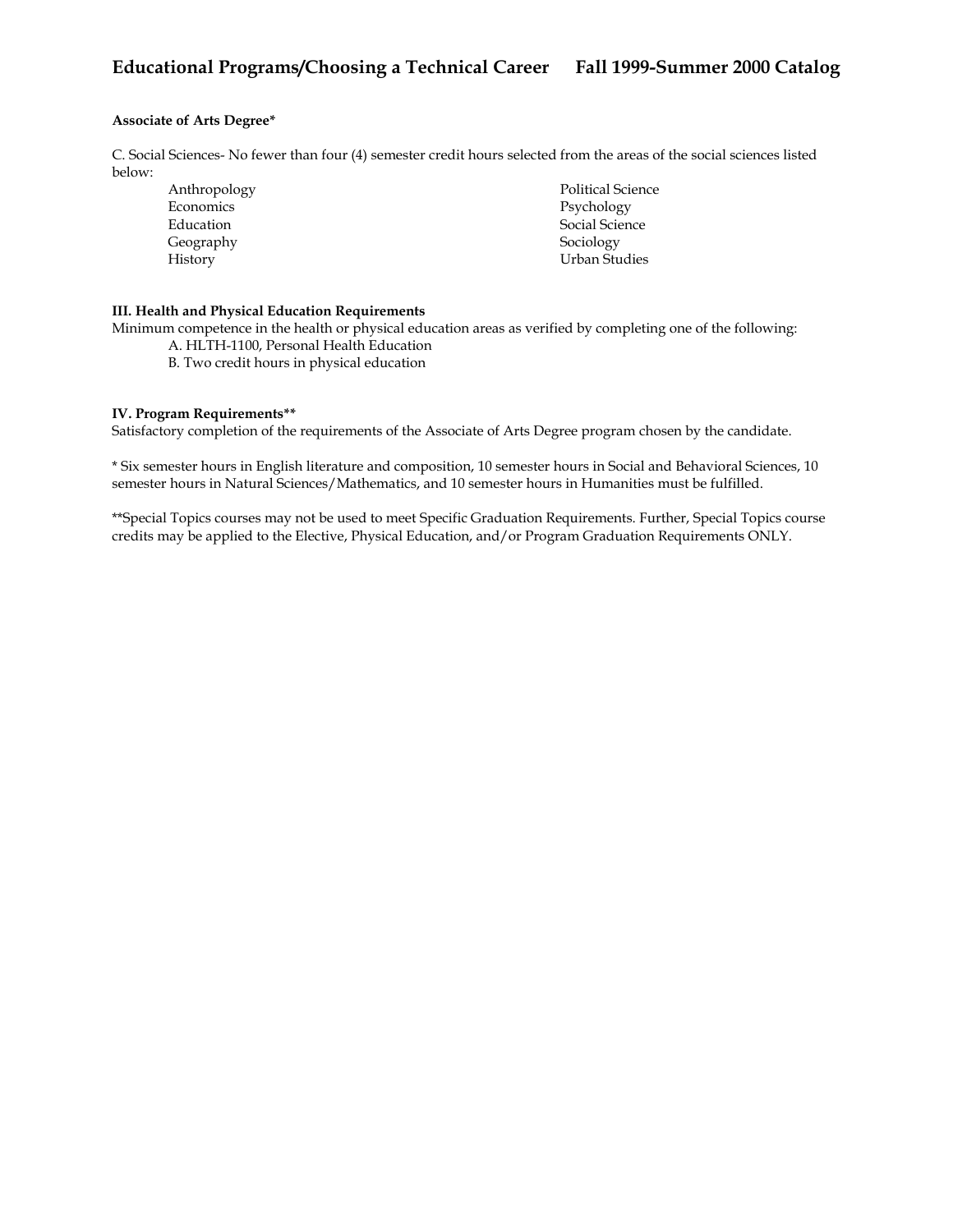**Associate of Arts Degree***

C. Social Sciences- No fewer than four (4) semester credit hours selected from the areas of the social sciences listed below:

- Anthropology
- Economics
- Education
- Geography
- History
- Political Science
- Psychology
- Social Science
- Sociology
- Urban Studies

**III. Health and Physical Education Requirements**

Minimum competence in the health or physical education areas as verified by completing one of the following:

A. HLTH-1100, Personal Health Education
B. Two credit hours in physical education

**IV. Program Requirements****

Satisfactory completion of the requirements of the Associate of Arts Degree program chosen by the candidate.

* Six semester hours in English literature and composition, 10 semester hours in Social and Behavioral Sciences, 10 semester hours in Natural Sciences/Mathematics, and 10 semester hours in Humanities must be fulfilled.

**Special Topics courses may not be used to meet Specific Graduation Requirements. Further, Special Topics course credits may be applied to the Elective, Physical Education, and/or Program Graduation Requirements ONLY.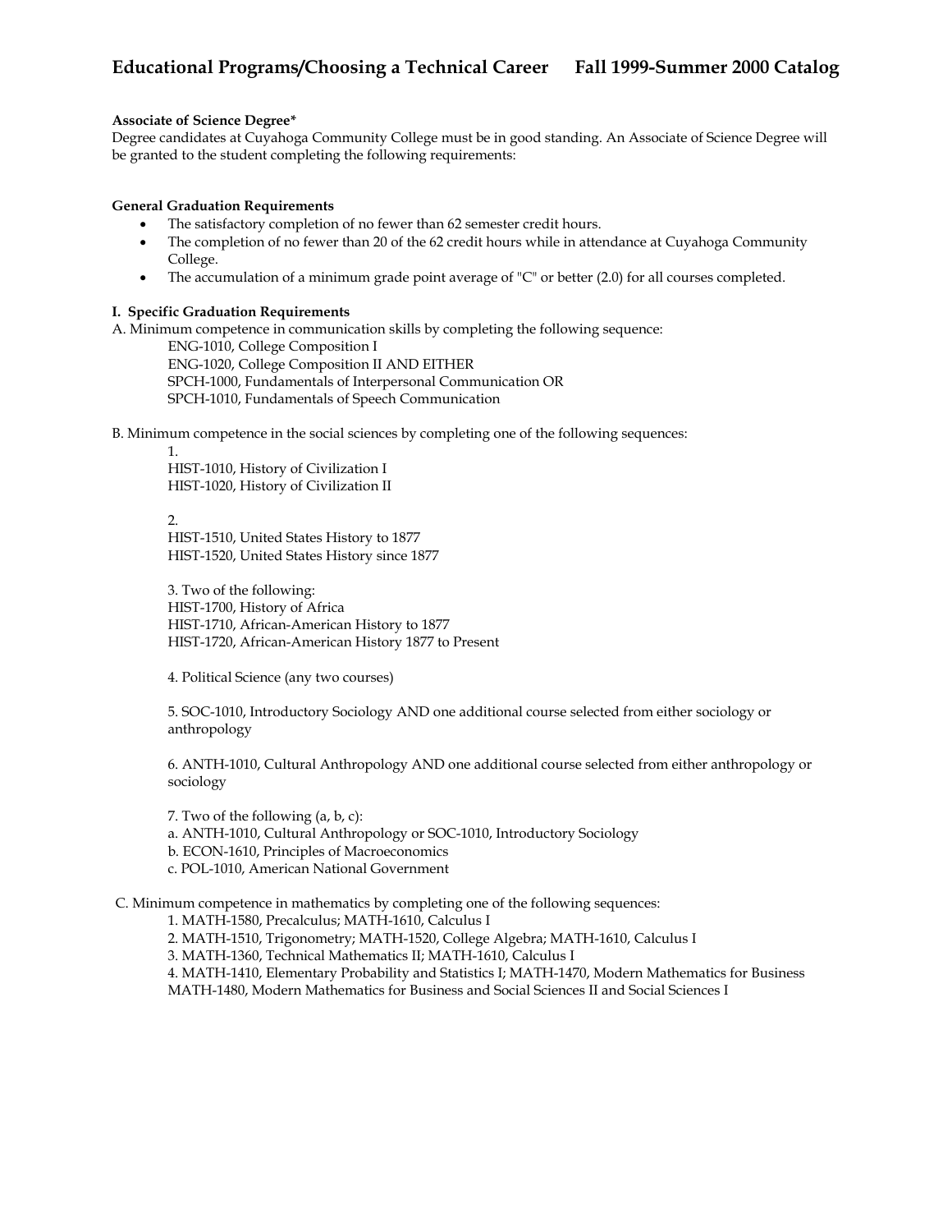# Educational Programs/Choosing a Technical Career Fall 1999-Summer 2000 Catalog

**Associate of Science Degree***

Degree candidates at Cuyahoga Community College must be in good standing. An Associate of Science Degree will be granted to the student completing the following requirements:

**General Graduation Requirements**

- The satisfactory completion of no fewer than 62 semester credit hours.
- The completion of no fewer than 20 of the 62 credit hours while in attendance at Cuyahoga Community College.
- The accumulation of a minimum grade point average of "C" or better (2.0) for all courses completed.

**I. Specific Graduation Requirements**

A. Minimum competence in communication skills by completing the following sequence:

ENG-1010, College Composition I
ENG-1020, College Composition II AND EITHER
SPCH-1000, Fundamentals of Interpersonal Communication OR
SPCH-1010, Fundamentals of Speech Communication

B. Minimum competence in the social sciences by completing one of the following sequences:

1.
HIST-1010, History of Civilization I
HIST-1020, History of Civilization II

2.
HIST-1510, United States History to 1877
HIST-1520, United States History since 1877

3. Two of the following:
HIST-1700, History of Africa
HIST-1710, African-American History to 1877
HIST-1720, African-American History 1877 to Present

4. Political Science (any two courses)

5. SOC-1010, Introductory Sociology AND one additional course selected from either sociology or anthropology

6. ANTH-1010, Cultural Anthropology AND one additional course selected from either anthropology or sociology

7. Two of the following (a, b, c):
a. ANTH-1010, Cultural Anthropology or SOC-1010, Introductory Sociology
b. ECON-1610, Principles of Macroeconomics
c. POL-1010, American National Government

C. Minimum competence in mathematics by completing one of the following sequences:

1. MATH-1580, Precalculus; MATH-1610, Calculus I
2. MATH-1510, Trigonometry; MATH-1520, College Algebra; MATH-1610, Calculus I
3. MATH-1360, Technical Mathematics II; MATH-1610, Calculus I
4. MATH-1410, Elementary Probability and Statistics I; MATH-1470, Modern Mathematics for Business MATH-1480, Modern Mathematics for Business and Social Sciences II and Social Sciences I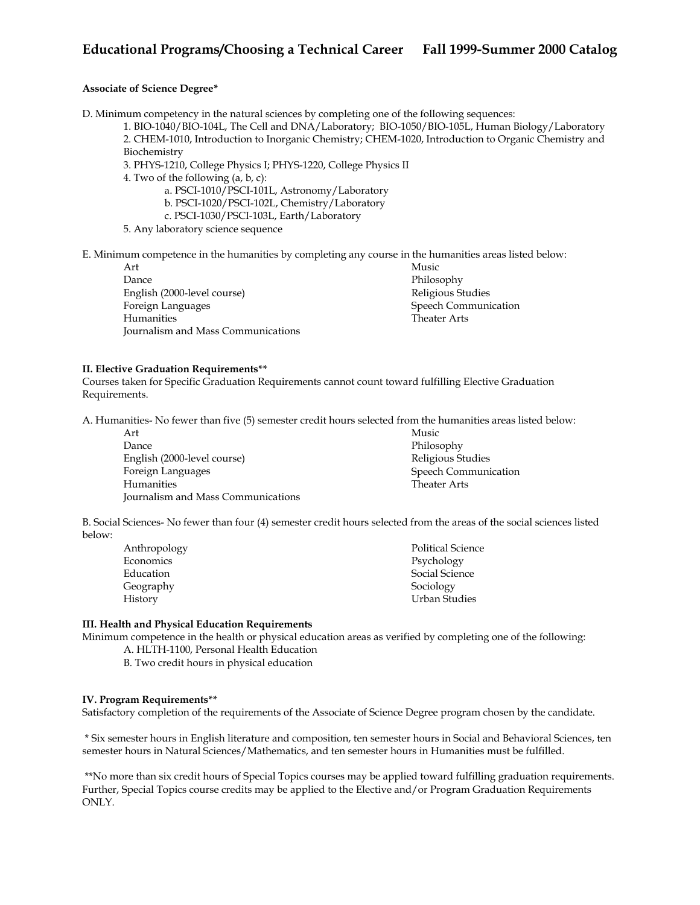**Associate of Science Degree***

D. Minimum competency in the natural sciences by completing one of the following sequences:

1. BIO-1040/BIO-104L, The Cell and DNA/Laboratory; BIO-1050/BIO-105L, Human Biology/Laboratory
2. CHEM-1010, Introduction to Inorganic Chemistry; CHEM-1020, Introduction to Organic Chemistry and Biochemistry
3. PHYS-1210, College Physics I; PHYS-1220, College Physics II
4. Two of the following (a, b, c):
   - a. PSCI-1010/PSCI-101L, Astronomy/Laboratory
   - b. PSCI-1020/PSCI-102L, Chemistry/Laboratory
   - c. PSCI-1030/PSCI-103L, Earth/Laboratory
5. Any laboratory science sequence

E. Minimum competence in the humanities by completing any course in the humanities areas listed below:

- Art
- Dance
- English (2000-level course)
- Foreign Languages
- Humanities
- Journalism and Mass Communications
- Music
- Philosophy
- Religious Studies
- Speech Communication
- Theater Arts

**II. Elective Graduation Requirements****

Courses taken for Specific Graduation Requirements cannot count toward fulfilling Elective Graduation Requirements.

A. Humanities- No fewer than five (5) semester credit hours selected from the humanities areas listed below:

- Art
- Dance
- English (2000-level course)
- Foreign Languages
- Humanities
- Journalism and Mass Communications
- Music
- Philosophy
- Religious Studies
- Speech Communication
- Theater Arts

B. Social Sciences- No fewer than four (4) semester credit hours selected from the areas of the social sciences listed below:

- Anthropology
- Economics
- Education
- Geography
- History
- Political Science
- Psychology
- Social Science
- Sociology
- Urban Studies

**III. Health and Physical Education Requirements**

Minimum competence in the health or physical education areas as verified by completing one of the following:

- A. HLTH-1100, Personal Health Education
- B. Two credit hours in physical education

**IV. Program Requirements****

Satisfactory completion of the requirements of the Associate of Science Degree program chosen by the candidate.

\* Six semester hours in English literature and composition, ten semester hours in Social and Behavioral Sciences, ten semester hours in Natural Sciences/Mathematics, and ten semester hours in Humanities must be fulfilled.

**No more than six credit hours of Special Topics courses may be applied toward fulfilling graduation requirements. Further, Special Topics course credits may be applied to the Elective and/or Program Graduation Requirements ONLY.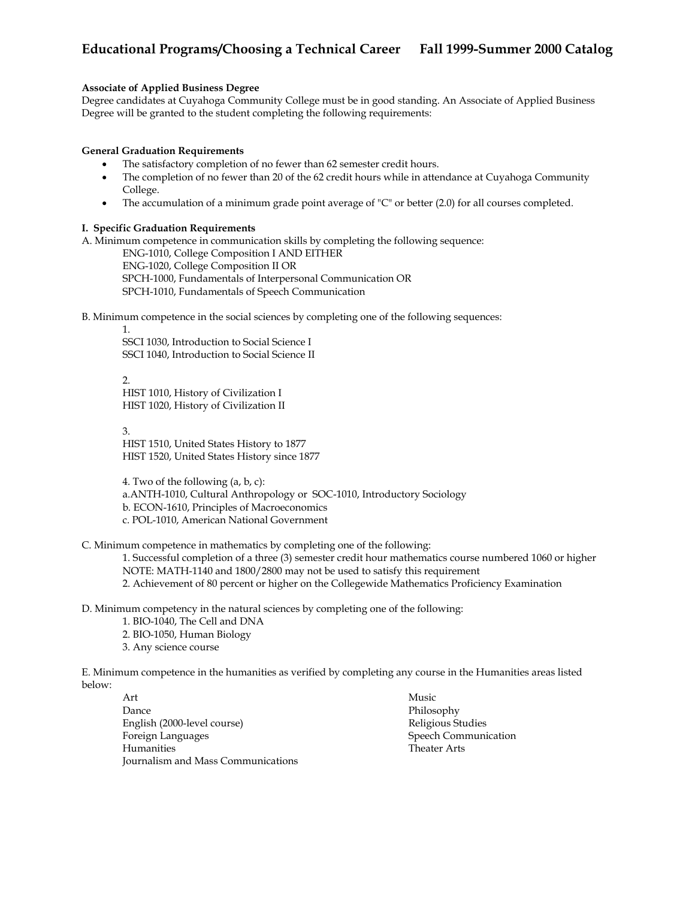### Associate of Applied Business Degree

Degree candidates at Cuyahoga Community College must be in good standing. An Associate of Applied Business Degree will be granted to the student completing the following requirements:

### General Graduation Requirements

- The satisfactory completion of no fewer than 62 semester credit hours.
- The completion of no fewer than 20 of the 62 credit hours while in attendance at Cuyahoga Community College.
- The accumulation of a minimum grade point average of "C" or better (2.0) for all courses completed.

### I. Specific Graduation Requirements

A. Minimum competence in communication skills by completing the following sequence:

ENG-1010, College Composition I AND EITHER
ENG-1020, College Composition II OR
SPCH-1000, Fundamentals of Interpersonal Communication OR
SPCH-1010, Fundamentals of Speech Communication

B. Minimum competence in the social sciences by completing one of the following sequences:

1.
SSCI 1030, Introduction to Social Science I
SSCI 1040, Introduction to Social Science II

2.
HIST 1010, History of Civilization I
HIST 1020, History of Civilization II

3.
HIST 1510, United States History to 1877
HIST 1520, United States History since 1877

4. Two of the following (a, b, c):
a.ANTH-1010, Cultural Anthropology or SOC-1010, Introductory Sociology
b. ECON-1610, Principles of Macroeconomics
c. POL-1010, American National Government

C. Minimum competence in mathematics by completing one of the following:

1. Successful completion of a three (3) semester credit hour mathematics course numbered 1060 or higher
NOTE: MATH-1140 and 1800/2800 may not be used to satisfy this requirement
2. Achievement of 80 percent or higher on the Collegewide Mathematics Proficiency Examination

D. Minimum competency in the natural sciences by completing one of the following:

1. BIO-1040, The Cell and DNA
2. BIO-1050, Human Biology
3. Any science course

E. Minimum competence in the humanities as verified by completing any course in the Humanities areas listed below:

Art
Dance
English (2000-level course)
Foreign Languages
Humanities
Journalism and Mass Communications
Music
Philosophy
Religious Studies
Speech Communication
Theater Arts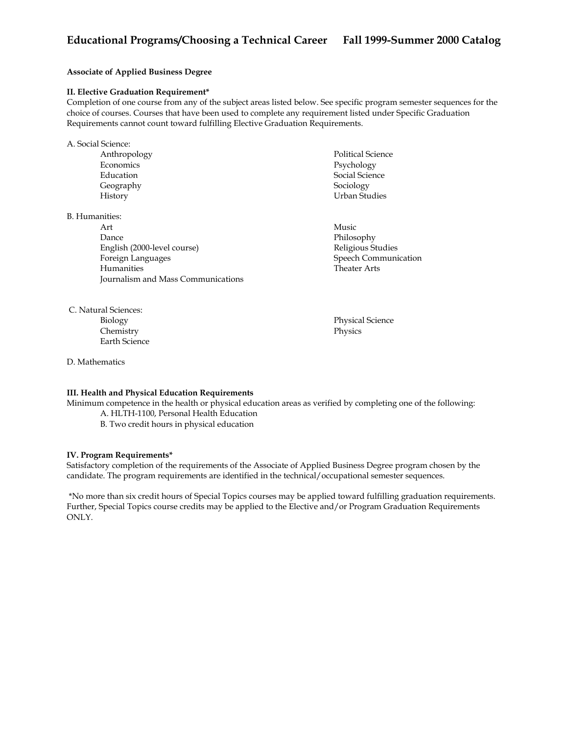**Associate of Applied Business Degree**

**II. Elective Graduation Requirement***

Completion of one course from any of the subject areas listed below. See specific program semester sequences for the choice of courses. Courses that have been used to complete any requirement listed under Specific Graduation Requirements cannot count toward fulfilling Elective Graduation Requirements.

A. Social Science:

- Anthropology
- Economics
- Education
- Geography
- History
- Political Science
- Psychology
- Social Science
- Sociology
- Urban Studies

B. Humanities:

- Art
- Dance
- English (2000-level course)
- Foreign Languages
- Humanities
- Journalism and Mass Communications
- Music
- Philosophy
- Religious Studies
- Speech Communication
- Theater Arts

C. Natural Sciences:

- Biology
- Chemistry
- Earth Science
- Physical Science
- Physics

D. Mathematics

**III. Health and Physical Education Requirements**

Minimum competence in the health or physical education areas as verified by completing one of the following:

A. HLTH-1100, Personal Health Education
B. Two credit hours in physical education

**IV. Program Requirements***

Satisfactory completion of the requirements of the Associate of Applied Business Degree program chosen by the candidate. The program requirements are identified in the technical/occupational semester sequences.

*No more than six credit hours of Special Topics courses may be applied toward fulfilling graduation requirements. Further, Special Topics course credits may be applied to the Elective and/or Program Graduation Requirements ONLY.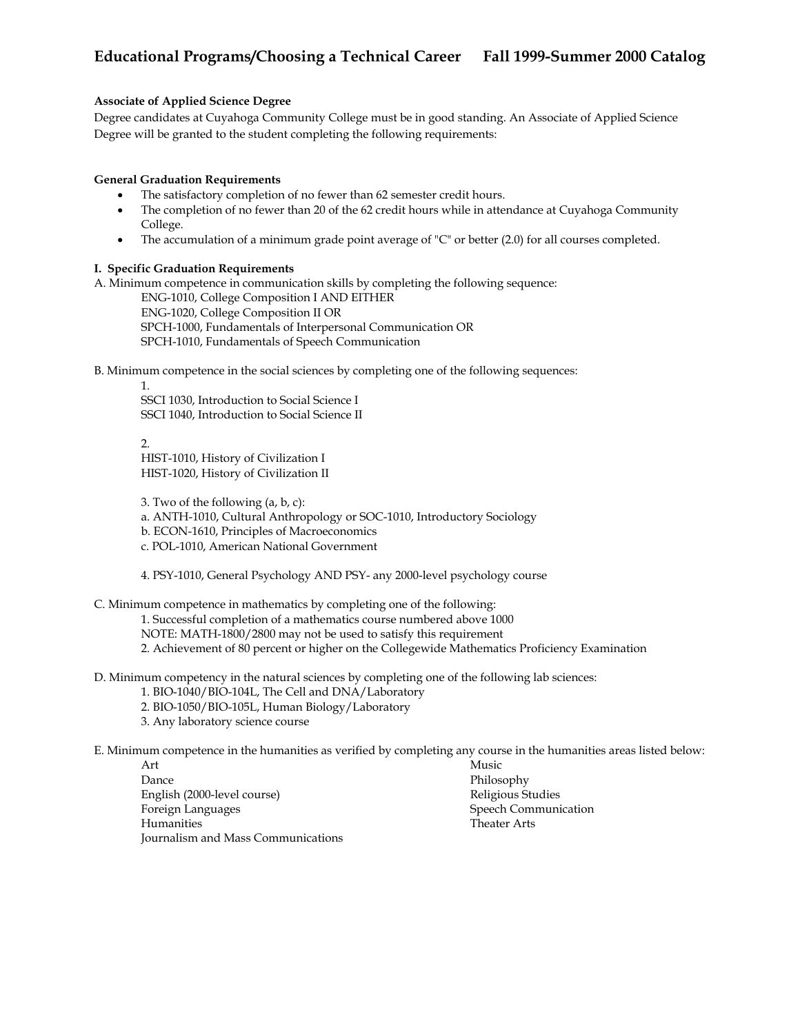## Educational Programs/Choosing a Technical Career Fall 1999-Summer 2000 Catalog

**Associate of Applied Science Degree**

Degree candidates at Cuyahoga Community College must be in good standing. An Associate of Applied Science Degree will be granted to the student completing the following requirements:

**General Graduation Requirements**

- The satisfactory completion of no fewer than 62 semester credit hours.
- The completion of no fewer than 20 of the 62 credit hours while in attendance at Cuyahoga Community College.
- The accumulation of a minimum grade point average of "C" or better (2.0) for all courses completed.

**I. Specific Graduation Requirements**

A. Minimum competence in communication skills by completing the following sequence:

ENG-1010, College Composition I AND EITHER
ENG-1020, College Composition II OR
SPCH-1000, Fundamentals of Interpersonal Communication OR
SPCH-1010, Fundamentals of Speech Communication

B. Minimum competence in the social sciences by completing one of the following sequences:

1.
SSCI 1030, Introduction to Social Science I
SSCI 1040, Introduction to Social Science II

2.
HIST-1010, History of Civilization I
HIST-1020, History of Civilization II

3. Two of the following (a, b, c):
a. ANTH-1010, Cultural Anthropology or SOC-1010, Introductory Sociology
b. ECON-1610, Principles of Macroeconomics
c. POL-1010, American National Government

4. PSY-1010, General Psychology AND PSY- any 2000-level psychology course

C. Minimum competence in mathematics by completing one of the following:

1. Successful completion of a mathematics course numbered above 1000
NOTE: MATH-1800/2800 may not be used to satisfy this requirement
2. Achievement of 80 percent or higher on the Collegewide Mathematics Proficiency Examination

D. Minimum competency in the natural sciences by completing one of the following lab sciences:

1. BIO-1040/BIO-104L, The Cell and DNA/Laboratory
2. BIO-1050/BIO-105L, Human Biology/Laboratory
3. Any laboratory science course

E. Minimum competence in the humanities as verified by completing any course in the humanities areas listed below:

Art
Dance
English (2000-level course)
Foreign Languages
Humanities
Journalism and Mass Communications
Music
Philosophy
Religious Studies
Speech Communication
Theater Arts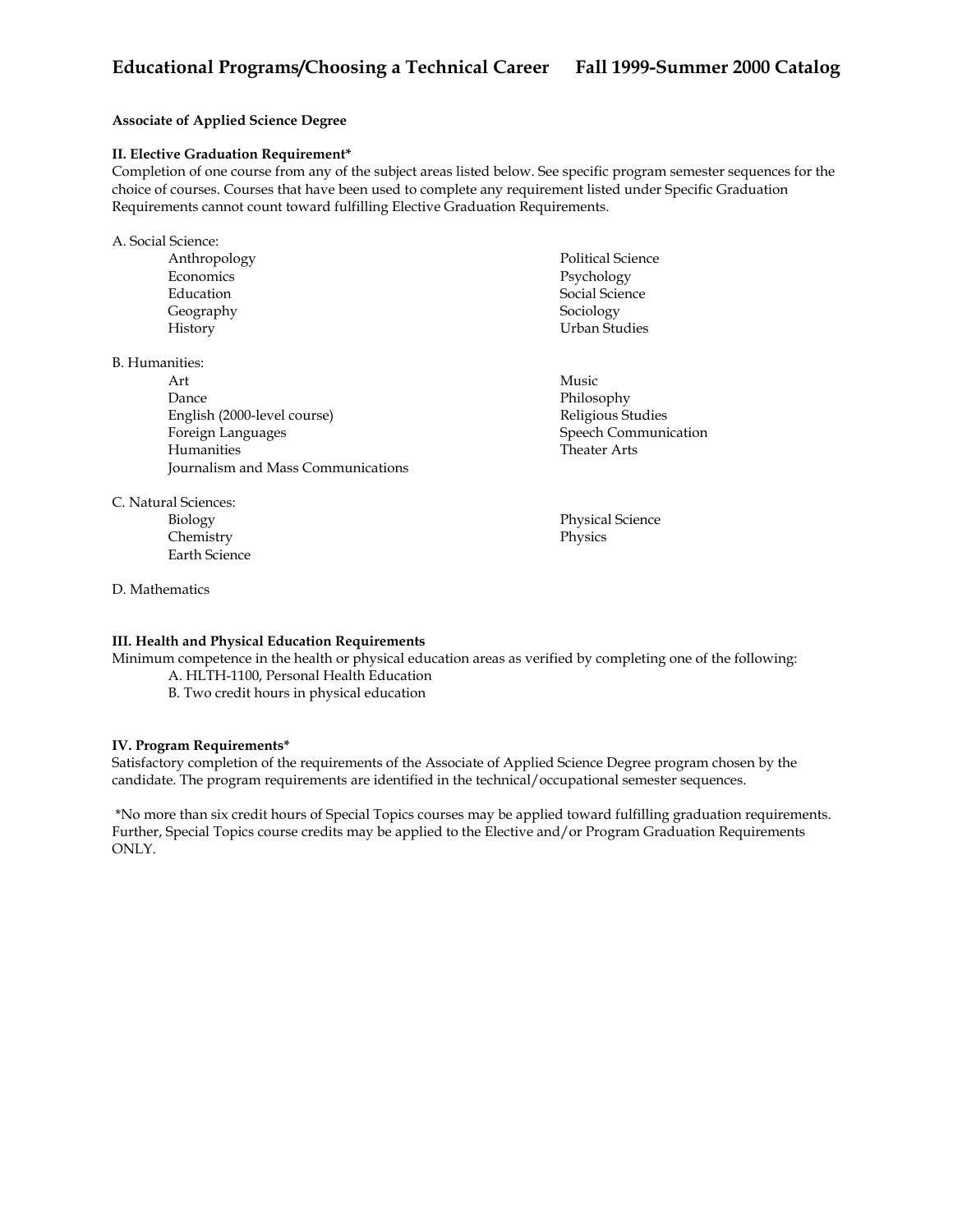**Associate of Applied Science Degree**

**II. Elective Graduation Requirement***

Completion of one course from any of the subject areas listed below. See specific program semester sequences for the choice of courses. Courses that have been used to complete any requirement listed under Specific Graduation Requirements cannot count toward fulfilling Elective Graduation Requirements.

A. Social Science:

- Anthropology
- Economics
- Education
- Geography
- History
- Political Science
- Psychology
- Social Science
- Sociology
- Urban Studies

B. Humanities:

- Art
- Dance
- English (2000-level course)
- Foreign Languages
- Humanities
- Journalism and Mass Communications
- Music
- Philosophy
- Religious Studies
- Speech Communication
- Theater Arts

C. Natural Sciences:

- Biology
- Chemistry
- Earth Science
- Physical Science
- Physics

D. Mathematics

**III. Health and Physical Education Requirements**

Minimum competence in the health or physical education areas as verified by completing one of the following:

A. HLTH-1100, Personal Health Education
B. Two credit hours in physical education

**IV. Program Requirements***

Satisfactory completion of the requirements of the Associate of Applied Science Degree program chosen by the candidate. The program requirements are identified in the technical/occupational semester sequences.

*No more than six credit hours of Special Topics courses may be applied toward fulfilling graduation requirements. Further, Special Topics course credits may be applied to the Elective and/or Program Graduation Requirements ONLY.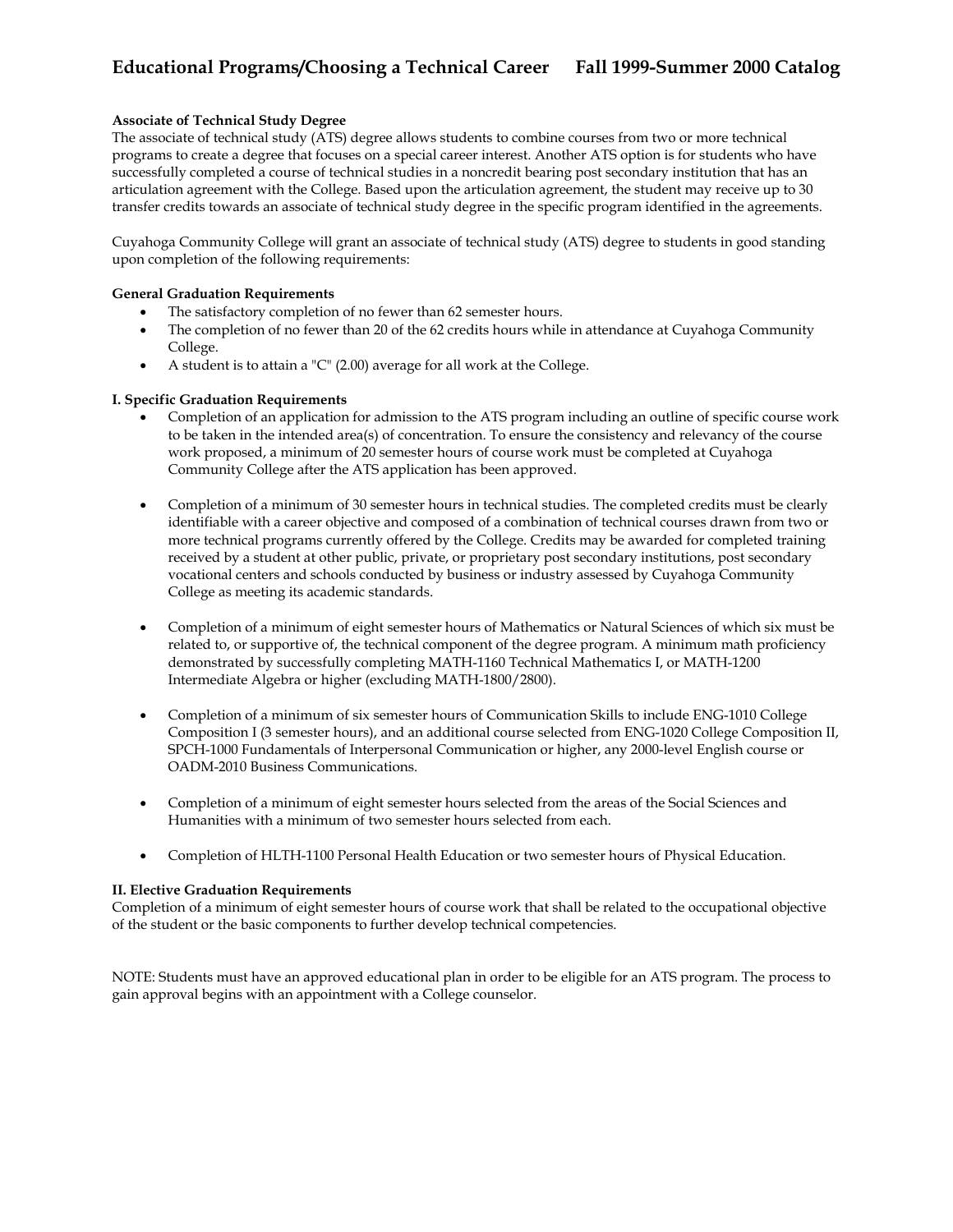## Associate of Technical Study Degree

The associate of technical study (ATS) degree allows students to combine courses from two or more technical programs to create a degree that focuses on a special career interest. Another ATS option is for students who have successfully completed a course of technical studies in a noncredit bearing post secondary institution that has an articulation agreement with the College. Based upon the articulation agreement, the student may receive up to 30 transfer credits towards an associate of technical study degree in the specific program identified in the agreements.

Cuyahoga Community College will grant an associate of technical study (ATS) degree to students in good standing upon completion of the following requirements:

### General Graduation Requirements

- The satisfactory completion of no fewer than 62 semester hours.
- The completion of no fewer than 20 of the 62 credits hours while in attendance at Cuyahoga Community College.
- A student is to attain a "C" (2.00) average for all work at the College.

### I. Specific Graduation Requirements

- Completion of an application for admission to the ATS program including an outline of specific course work to be taken in the intended area(s) of concentration. To ensure the consistency and relevancy of the course work proposed, a minimum of 20 semester hours of course work must be completed at Cuyahoga Community College after the ATS application has been approved.

- Completion of a minimum of 30 semester hours in technical studies. The completed credits must be clearly identifiable with a career objective and composed of a combination of technical courses drawn from two or more technical programs currently offered by the College. Credits may be awarded for completed training received by a student at other public, private, or proprietary post secondary institutions, post secondary vocational centers and schools conducted by business or industry assessed by Cuyahoga Community College as meeting its academic standards.

- Completion of a minimum of eight semester hours of Mathematics or Natural Sciences of which six must be related to, or supportive of, the technical component of the degree program. A minimum math proficiency demonstrated by successfully completing MATH-1160 Technical Mathematics I, or MATH-1200 Intermediate Algebra or higher (excluding MATH-1800/2800).

- Completion of a minimum of six semester hours of Communication Skills to include ENG-1010 College Composition I (3 semester hours), and an additional course selected from ENG-1020 College Composition II, SPCH-1000 Fundamentals of Interpersonal Communication or higher, any 2000-level English course or OADM-2010 Business Communications.

- Completion of a minimum of eight semester hours selected from the areas of the Social Sciences and Humanities with a minimum of two semester hours selected from each.

- Completion of HLTH-1100 Personal Health Education or two semester hours of Physical Education.

### II. Elective Graduation Requirements

Completion of a minimum of eight semester hours of course work that shall be related to the occupational objective of the student or the basic components to further develop technical competencies.

NOTE: Students must have an approved educational plan in order to be eligible for an ATS program. The process to gain approval begins with an appointment with a College counselor.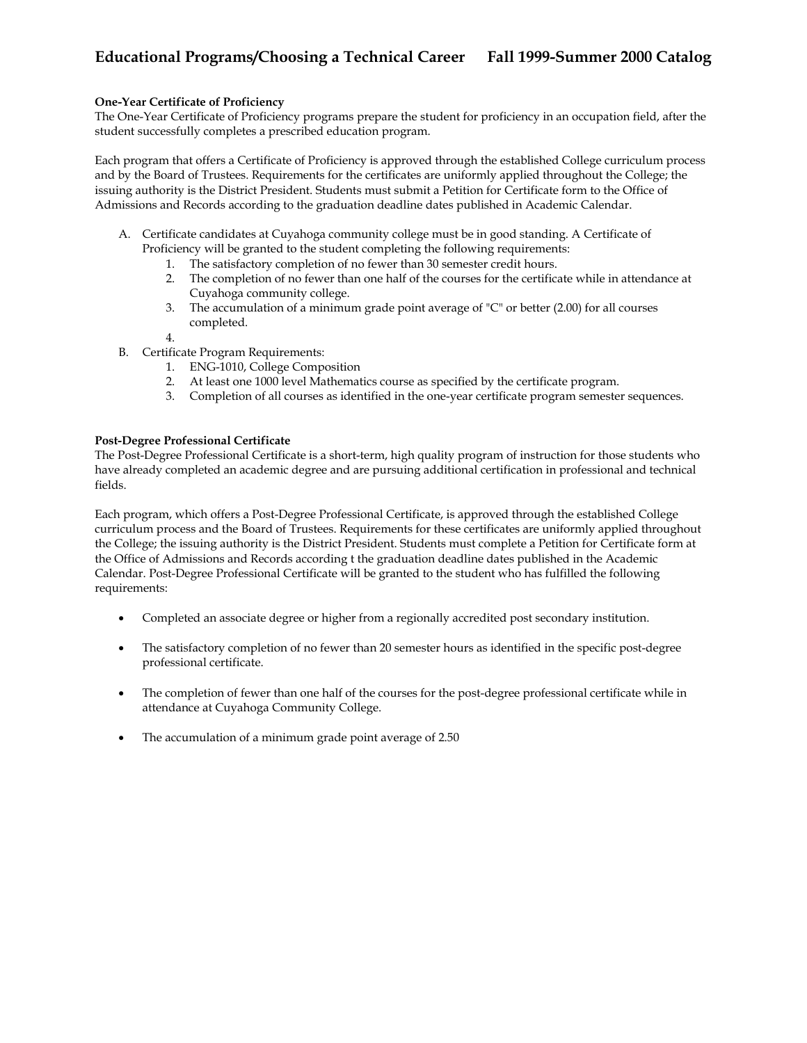**One-Year Certificate of Proficiency**

The One-Year Certificate of Proficiency programs prepare the student for proficiency in an occupation field, after the student successfully completes a prescribed education program.

Each program that offers a Certificate of Proficiency is approved through the established College curriculum process and by the Board of Trustees. Requirements for the certificates are uniformly applied throughout the College; the issuing authority is the District President. Students must submit a Petition for Certificate form to the Office of Admissions and Records according to the graduation deadline dates published in Academic Calendar.

A. Certificate candidates at Cuyahoga community college must be in good standing. A Certificate of Proficiency will be granted to the student completing the following requirements:
   1. The satisfactory completion of no fewer than 30 semester credit hours.
   2. The completion of no fewer than one half of the courses for the certificate while in attendance at Cuyahoga community college.
   3. The accumulation of a minimum grade point average of "C" or better (2.00) for all courses completed.
   4.
B. Certificate Program Requirements:
   1. ENG-1010, College Composition
   2. At least one 1000 level Mathematics course as specified by the certificate program.
   3. Completion of all courses as identified in the one-year certificate program semester sequences.

**Post-Degree Professional Certificate**

The Post-Degree Professional Certificate is a short-term, high quality program of instruction for those students who have already completed an academic degree and are pursuing additional certification in professional and technical fields.

Each program, which offers a Post-Degree Professional Certificate, is approved through the established College curriculum process and the Board of Trustees. Requirements for these certificates are uniformly applied throughout the College; the issuing authority is the District President. Students must complete a Petition for Certificate form at the Office of Admissions and Records according t the graduation deadline dates published in the Academic Calendar. Post-Degree Professional Certificate will be granted to the student who has fulfilled the following requirements:

- Completed an associate degree or higher from a regionally accredited post secondary institution.
- The satisfactory completion of no fewer than 20 semester hours as identified in the specific post-degree professional certificate.
- The completion of fewer than one half of the courses for the post-degree professional certificate while in attendance at Cuyahoga Community College.
- The accumulation of a minimum grade point average of 2.50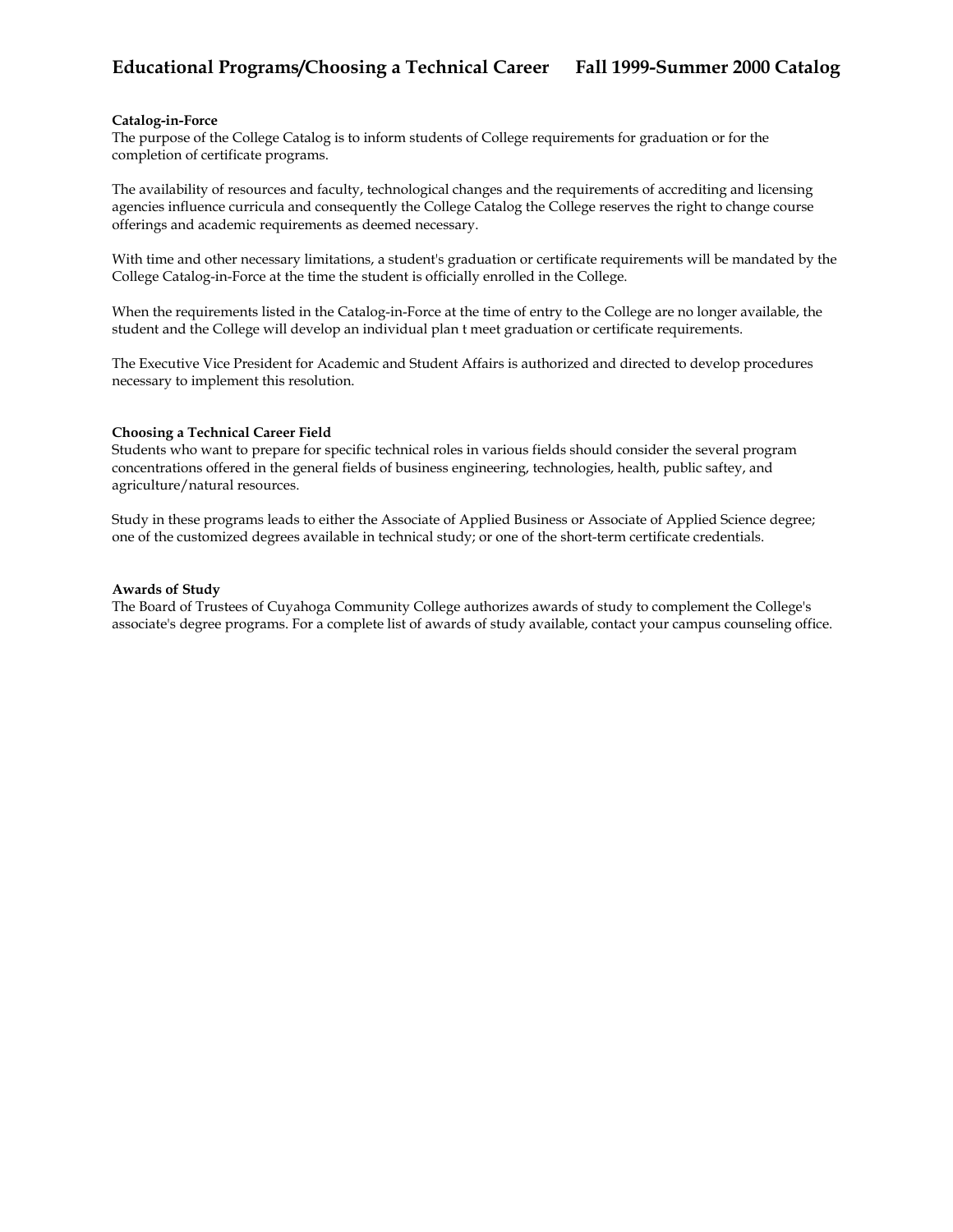# Educational Programs/Choosing a Technical Career Fall 1999-Summer 2000 Catalog

**Catalog-in-Force**

The purpose of the College Catalog is to inform students of College requirements for graduation or for the completion of certificate programs.

The availability of resources and faculty, technological changes and the requirements of accrediting and licensing agencies influence curricula and consequently the College Catalog the College reserves the right to change course offerings and academic requirements as deemed necessary.

With time and other necessary limitations, a student's graduation or certificate requirements will be mandated by the College Catalog-in-Force at the time the student is officially enrolled in the College.

When the requirements listed in the Catalog-in-Force at the time of entry to the College are no longer available, the student and the College will develop an individual plan t meet graduation or certificate requirements.

The Executive Vice President for Academic and Student Affairs is authorized and directed to develop procedures necessary to implement this resolution.

**Choosing a Technical Career Field**

Students who want to prepare for specific technical roles in various fields should consider the several program concentrations offered in the general fields of business engineering, technologies, health, public saftey, and agriculture/natural resources.

Study in these programs leads to either the Associate of Applied Business or Associate of Applied Science degree; one of the customized degrees available in technical study; or one of the short-term certificate credentials.

**Awards of Study**

The Board of Trustees of Cuyahoga Community College authorizes awards of study to complement the College's associate's degree programs. For a complete list of awards of study available, contact your campus counseling office.